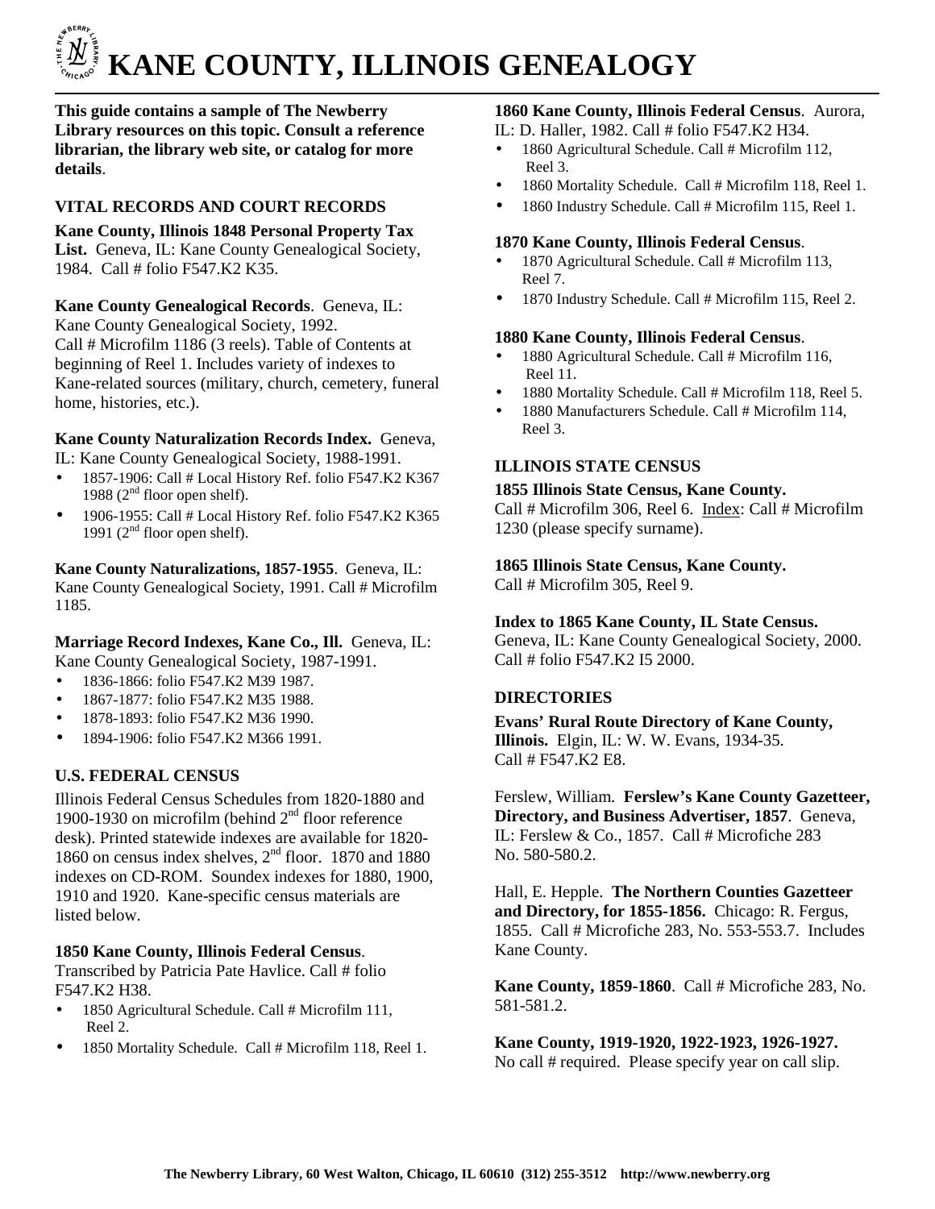# KANE COUNTY, ILLINOIS GENEALOGY

**This guide contains a sample of The Newberry Library resources on this topic. Consult a reference librarian, the library web site, or catalog for more details**.

## VITAL RECORDS AND COURT RECORDS

**Kane County, Illinois 1848 Personal Property Tax List.** Geneva, IL: Kane County Genealogical Society, 1984. Call # folio F547.K2 K35.

**Kane County Genealogical Records**. Geneva, IL: Kane County Genealogical Society, 1992. Call # Microfilm 1186 (3 reels). Table of Contents at beginning of Reel 1. Includes variety of indexes to Kane-related sources (military, church, cemetery, funeral home, histories, etc.).

**Kane County Naturalization Records Index.** Geneva, IL: Kane County Genealogical Society, 1988-1991.

- 1857-1906: Call # Local History Ref. folio F547.K2 K367 1988 (2nd floor open shelf).
- 1906-1955: Call # Local History Ref. folio F547.K2 K365 1991 (2nd floor open shelf).

**Kane County Naturalizations, 1857-1955**. Geneva, IL: Kane County Genealogical Society, 1991. Call # Microfilm 1185.

**Marriage Record Indexes, Kane Co., Ill.** Geneva, IL: Kane County Genealogical Society, 1987-1991.

- 1836-1866: folio F547.K2 M39 1987.
- 1867-1877: folio F547.K2 M35 1988.
- 1878-1893: folio F547.K2 M36 1990.
- 1894-1906: folio F547.K2 M366 1991.

## U.S. FEDERAL CENSUS

Illinois Federal Census Schedules from 1820-1880 and 1900-1930 on microfilm (behind 2nd floor reference desk). Printed statewide indexes are available for 1820-1860 on census index shelves, 2nd floor. 1870 and 1880 indexes on CD-ROM. Soundex indexes for 1880, 1900, 1910 and 1920. Kane-specific census materials are listed below.

**1850 Kane County, Illinois Federal Census**. Transcribed by Patricia Pate Havlice. Call # folio F547.K2 H38.

- 1850 Agricultural Schedule. Call # Microfilm 111, Reel 2.
- 1850 Mortality Schedule. Call # Microfilm 118, Reel 1.

**1860 Kane County, Illinois Federal Census**. Aurora, IL: D. Haller, 1982. Call # folio F547.K2 H34.

- 1860 Agricultural Schedule. Call # Microfilm 112, Reel 3.
- 1860 Mortality Schedule. Call # Microfilm 118, Reel 1.
- 1860 Industry Schedule. Call # Microfilm 115, Reel 1.

**1870 Kane County, Illinois Federal Census**.

- 1870 Agricultural Schedule. Call # Microfilm 113, Reel 7.
- 1870 Industry Schedule. Call # Microfilm 115, Reel 2.

**1880 Kane County, Illinois Federal Census**.

- 1880 Agricultural Schedule. Call # Microfilm 116, Reel 11.
- 1880 Mortality Schedule. Call # Microfilm 118, Reel 5.
- 1880 Manufacturers Schedule. Call # Microfilm 114, Reel 3.

## ILLINOIS STATE CENSUS

**1855 Illinois State Census, Kane County.** Call # Microfilm 306, Reel 6. Index: Call # Microfilm 1230 (please specify surname).

**1865 Illinois State Census, Kane County.** Call # Microfilm 305, Reel 9.

**Index to 1865 Kane County, IL State Census.** Geneva, IL: Kane County Genealogical Society, 2000. Call # folio F547.K2 I5 2000.

## DIRECTORIES

**Evans' Rural Route Directory of Kane County, Illinois.** Elgin, IL: W. W. Evans, 1934-35. Call # F547.K2 E8.

Ferslew, William. **Ferslew's Kane County Gazetteer, Directory, and Business Advertiser, 1857**. Geneva, IL: Ferslew & Co., 1857. Call # Microfiche 283 No. 580-580.2.

Hall, E. Hepple. **The Northern Counties Gazetteer and Directory, for 1855-1856.** Chicago: R. Fergus, 1855. Call # Microfiche 283, No. 553-553.7. Includes Kane County.

**Kane County, 1859-1860**. Call # Microfiche 283, No. 581-581.2.

**Kane County, 1919-1920, 1922-1923, 1926-1927.** No call # required. Please specify year on call slip.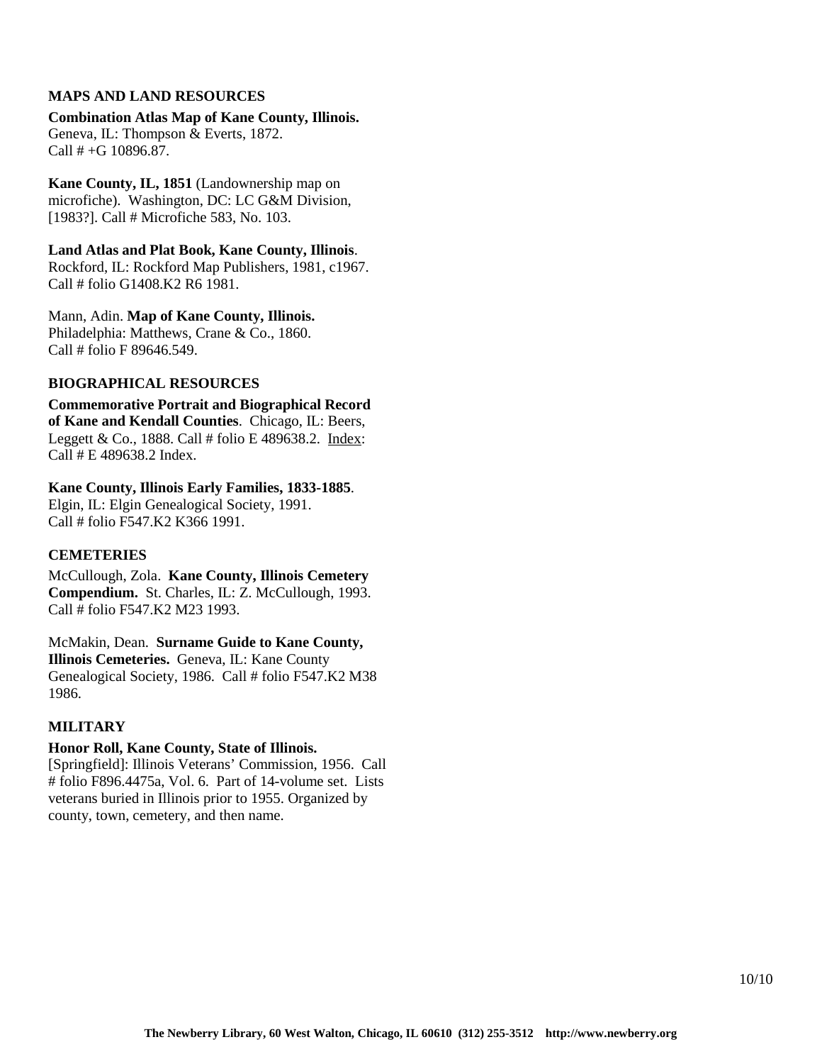## MAPS AND LAND RESOURCES

**Combination Atlas Map of Kane County, Illinois.**
Geneva, IL: Thompson & Everts, 1872.
Call # +G 10896.87.

**Kane County, IL, 1851** (Landownership map on microfiche). Washington, DC: LC G&M Division, [1983?]. Call # Microfiche 583, No. 103.

**Land Atlas and Plat Book, Kane County, Illinois**.
Rockford, IL: Rockford Map Publishers, 1981, c1967.
Call # folio G1408.K2 R6 1981.

Mann, Adin. **Map of Kane County, Illinois.**
Philadelphia: Matthews, Crane & Co., 1860.
Call # folio F 89646.549.

## BIOGRAPHICAL RESOURCES

**Commemorative Portrait and Biographical Record of Kane and Kendall Counties**. Chicago, IL: Beers, Leggett & Co., 1888. Call # folio E 489638.2. Index: Call # E 489638.2 Index.

**Kane County, Illinois Early Families, 1833-1885**.
Elgin, IL: Elgin Genealogical Society, 1991.
Call # folio F547.K2 K366 1991.

## CEMETERIES

McCullough, Zola. **Kane County, Illinois Cemetery Compendium.** St. Charles, IL: Z. McCullough, 1993.
Call # folio F547.K2 M23 1993.

McMakin, Dean. **Surname Guide to Kane County, Illinois Cemeteries.** Geneva, IL: Kane County Genealogical Society, 1986. Call # folio F547.K2 M38 1986.

## MILITARY

**Honor Roll, Kane County, State of Illinois.**
[Springfield]: Illinois Veterans' Commission, 1956. Call # folio F896.4475a, Vol. 6. Part of 14-volume set. Lists veterans buried in Illinois prior to 1955. Organized by county, town, cemetery, and then name.